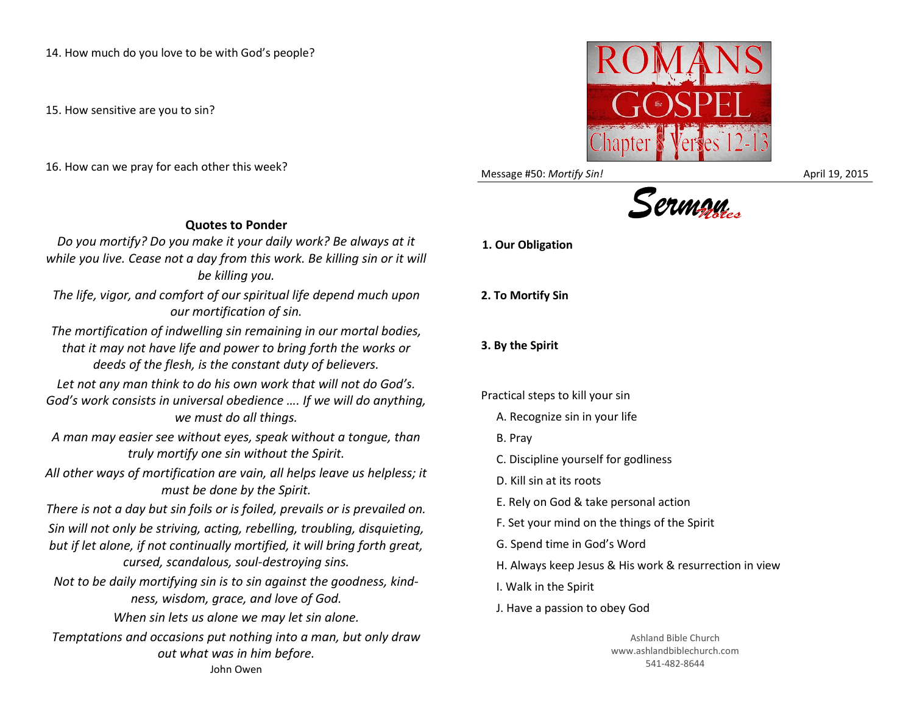14. How much do you love to be with God's people?

15. How sensitive are you to sin?

16. How can we pray for each other this week?

**Quotes to Ponder**

*Do you mortify? Do you make it your daily work? Be always at it while you live. Cease not a day from this work. Be killing sin or it will be killing you.*

*The life, vigor, and comfort of our spiritual life depend much upon our mortification of sin.*

*The mortification of indwelling sin remaining in our mortal bodies, that it may not have life and power to bring forth the works or deeds of the flesh, is the constant duty of believers.*

*Let not any man think to do his own work that will not do God's. God's work consists in universal obedience …. If we will do anything, we must do all things.*

*A man may easier see without eyes, speak without a tongue, than truly mortify one sin without the Spirit.*

*All other ways of mortification are vain, all helps leave us helpless; it must be done by the Spirit.*

*There is not a day but sin foils or is foiled, prevails or is prevailed on.*

*Sin will not only be striving, acting, rebelling, troubling, disquieting, but if let alone, if not continually mortified, it will bring forth great, cursed, scandalous, soul-destroying sins.*

*Not to be daily mortifying sin is to sin against the goodness, kindness, wisdom, grace, and love of God.*

*When sin lets us alone we may let sin alone.*

*Temptations and occasions put nothing into a man, but only draw out what was in him before.*

John Owen

# ROMANS the GOSPEL
## Chapter 8 Verses 12-13

Message #50: *Mortify Sin!* April 19, 2015

## Sermon Notes

**1. Our Obligation**

**2. To Mortify Sin**

**3. By the Spirit**

Practical steps to kill your sin

A. Recognize sin in your life

B. Pray

C. Discipline yourself for godliness

D. Kill sin at its roots

E. Rely on God & take personal action

F. Set your mind on the things of the Spirit

G. Spend time in God's Word

H. Always keep Jesus & His work & resurrection in view

I. Walk in the Spirit

J. Have a passion to obey God

Ashland Bible Church
www.ashlandbiblechurch.com
541-482-8644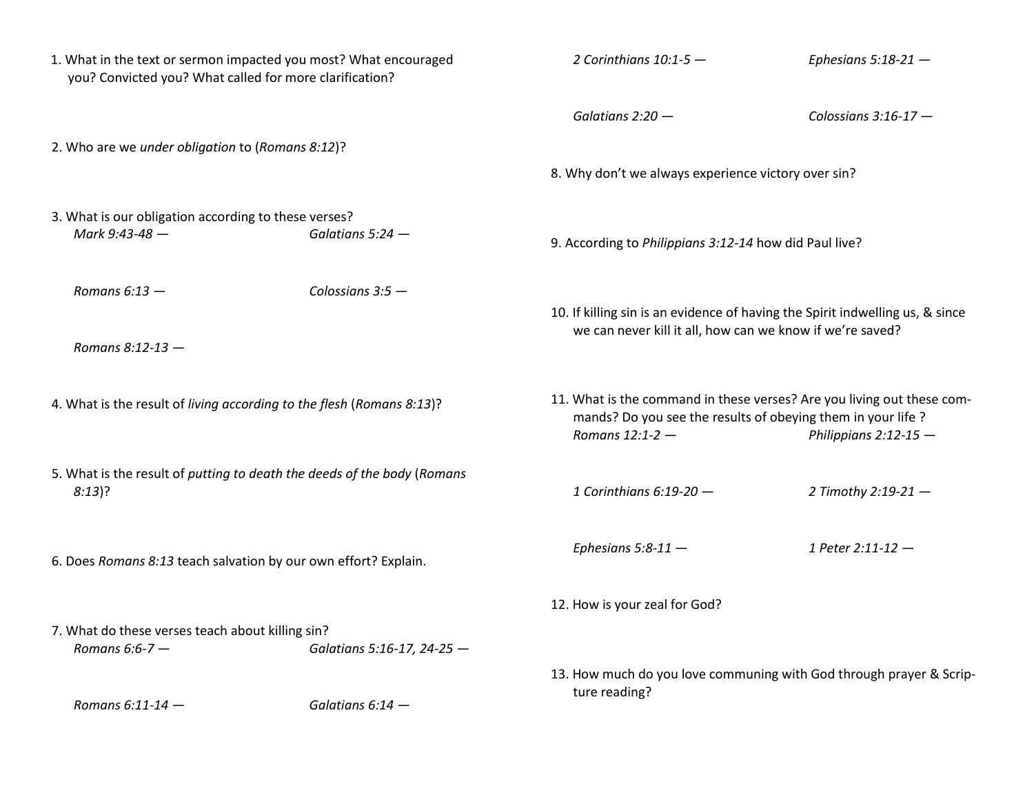1. What in the text or sermon impacted you most? What encouraged you? Convicted you? What called for more clarification?

2. Who are we *under obligation* to (*Romans 8:12*)?

3. What is our obligation according to these verses?

   *Mark 9:43-48 —*

   *Galatians 5:24 —*

   *Romans 6:13 —*

   *Colossians 3:5 —*

   *Romans 8:12-13 —*

4. What is the result of *living according to the flesh* (*Romans 8:13*)?

5. What is the result of *putting to death the deeds of the body* (*Romans 8:13*)?

6. Does *Romans 8:13* teach salvation by our own effort? Explain.

7. What do these verses teach about killing sin?

   *Romans 6:6-7 —*

   *Galatians 5:16-17, 24-25 —*

   *Romans 6:11-14 —*

   *Galatians 6:14 —*

   *2 Corinthians 10:1-5 —*

   *Ephesians 5:18-21 —*

   *Galatians 2:20 —*

   *Colossians 3:16-17 —*

8. Why don't we always experience victory over sin?

9. According to *Philippians 3:12-14* how did Paul live?

10. If killing sin is an evidence of having the Spirit indwelling us, & since we can never kill it all, how can we know if we're saved?

11. What is the command in these verses? Are you living out these commands? Do you see the results of obeying them in your life ?

    *Romans 12:1-2 —*

    *Philippians 2:12-15 —*

    *1 Corinthians 6:19-20 —*

    *2 Timothy 2:19-21 —*

    *Ephesians 5:8-11 —*

    *1 Peter 2:11-12 —*

12. How is your zeal for God?

13. How much do you love communing with God through prayer & Scripture reading?